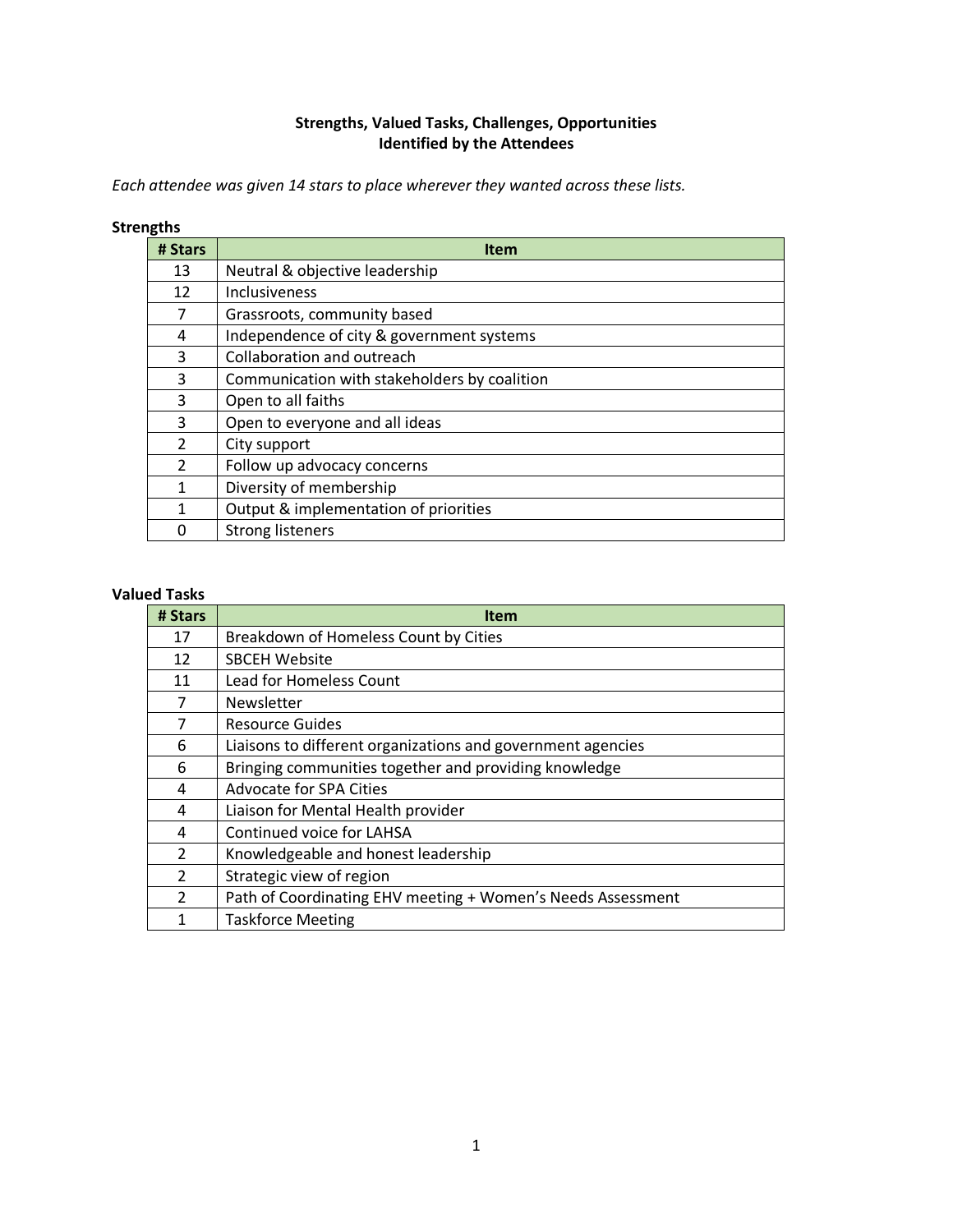# Strengths, Valued Tasks, Challenges, Opportunities
## Identified by the Attendees

*Each attendee was given 14 stars to place wherever they wanted across these lists.*

**Strengths**

| # Stars | Item |
|---|---|
| 13 | Neutral & objective leadership |
| 12 | Inclusiveness |
| 7 | Grassroots, community based |
| 4 | Independence of city & government systems |
| 3 | Collaboration and outreach |
| 3 | Communication with stakeholders by coalition |
| 3 | Open to all faiths |
| 3 | Open to everyone and all ideas |
| 2 | City support |
| 2 | Follow up advocacy concerns |
| 1 | Diversity of membership |
| 1 | Output & implementation of priorities |
| 0 | Strong listeners |

**Valued Tasks**

| # Stars | Item |
|---|---|
| 17 | Breakdown of Homeless Count by Cities |
| 12 | SBCEH Website |
| 11 | Lead for Homeless Count |
| 7 | Newsletter |
| 7 | Resource Guides |
| 6 | Liaisons to different organizations and government agencies |
| 6 | Bringing communities together and providing knowledge |
| 4 | Advocate for SPA Cities |
| 4 | Liaison for Mental Health provider |
| 4 | Continued voice for LAHSA |
| 2 | Knowledgeable and honest leadership |
| 2 | Strategic view of region |
| 2 | Path of Coordinating EHV meeting + Women's Needs Assessment |
| 1 | Taskforce Meeting |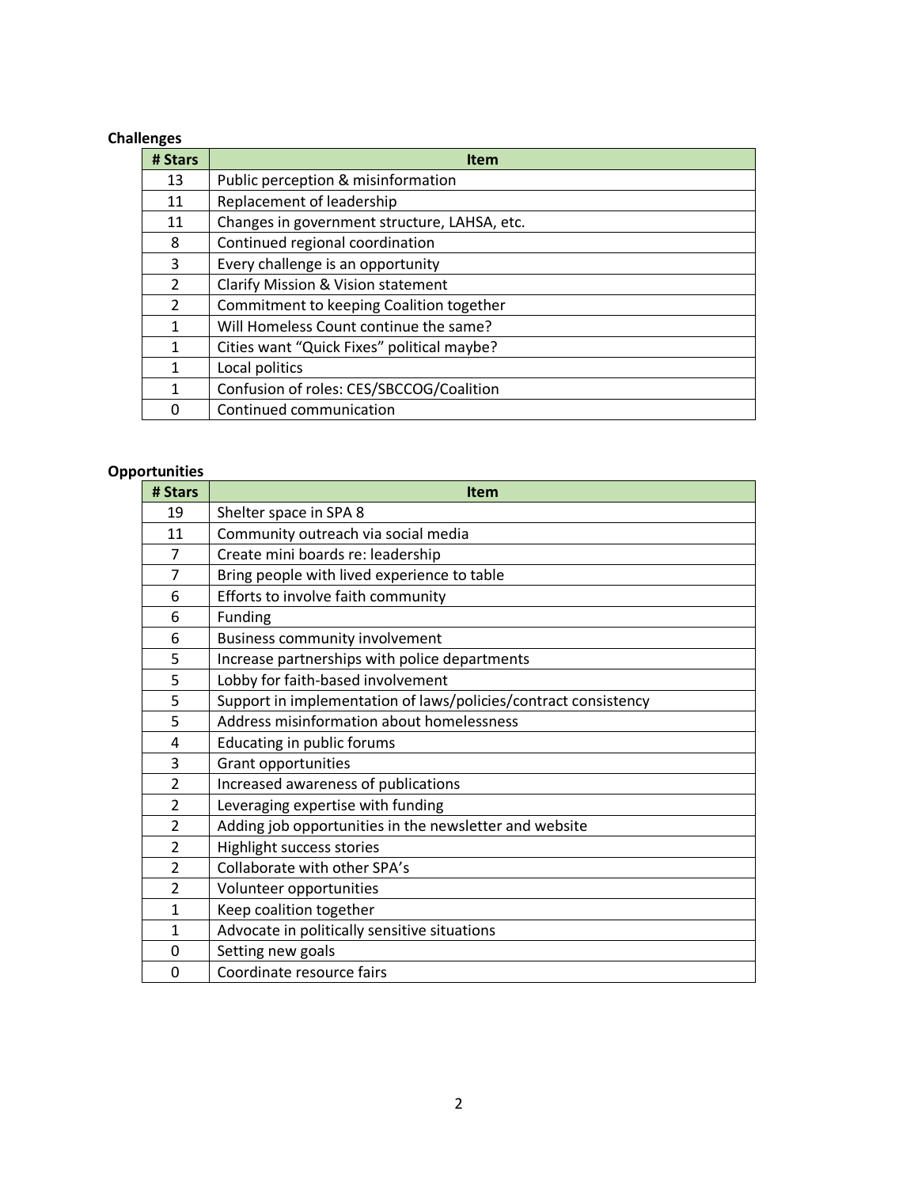**Challenges**

| # Stars | Item |
|---|---|
| 13 | Public perception & misinformation |
| 11 | Replacement of leadership |
| 11 | Changes in government structure, LAHSA, etc. |
| 8 | Continued regional coordination |
| 3 | Every challenge is an opportunity |
| 2 | Clarify Mission & Vision statement |
| 2 | Commitment to keeping Coalition together |
| 1 | Will Homeless Count continue the same? |
| 1 | Cities want “Quick Fixes” political maybe? |
| 1 | Local politics |
| 1 | Confusion of roles: CES/SBCCOG/Coalition |
| 0 | Continued communication |

**Opportunities**

| # Stars | Item |
|---|---|
| 19 | Shelter space in SPA 8 |
| 11 | Community outreach via social media |
| 7 | Create mini boards re: leadership |
| 7 | Bring people with lived experience to table |
| 6 | Efforts to involve faith community |
| 6 | Funding |
| 6 | Business community involvement |
| 5 | Increase partnerships with police departments |
| 5 | Lobby for faith-based involvement |
| 5 | Support in implementation of laws/policies/contract consistency |
| 5 | Address misinformation about homelessness |
| 4 | Educating in public forums |
| 3 | Grant opportunities |
| 2 | Increased awareness of publications |
| 2 | Leveraging expertise with funding |
| 2 | Adding job opportunities in the newsletter and website |
| 2 | Highlight success stories |
| 2 | Collaborate with other SPA’s |
| 2 | Volunteer opportunities |
| 1 | Keep coalition together |
| 1 | Advocate in politically sensitive situations |
| 0 | Setting new goals |
| 0 | Coordinate resource fairs |